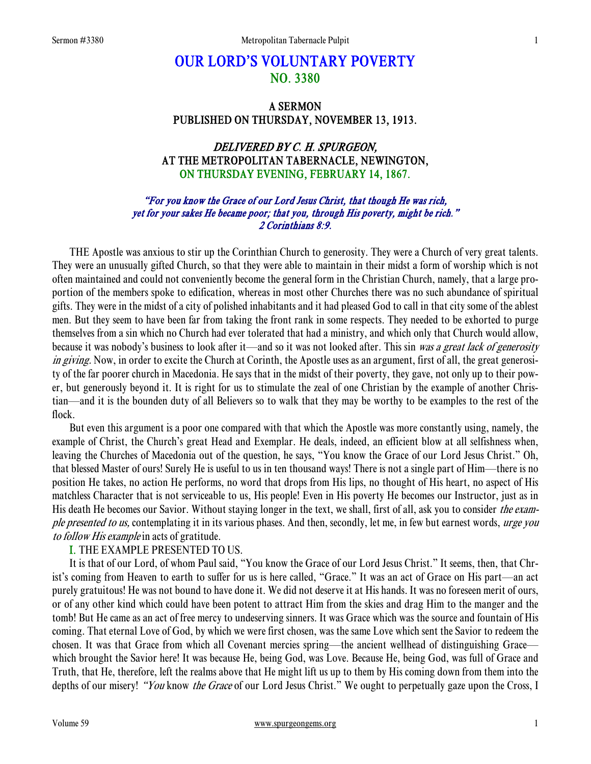# OUR LORD'S VOLUNTARY POVERTY
## NO. 3380

### A SERMON
### PUBLISHED ON THURSDAY, NOVEMBER 13, 1913.

### *DELIVERED BY C. H. SPURGEON,*
### AT THE METROPOLITAN TABERNACLE, NEWINGTON,
### ON THURSDAY EVENING, FEBRUARY 14, 1867.

*"For you know the Grace of our Lord Jesus Christ, that though He was rich, yet for your sakes He became poor; that you, through His poverty, might be rich." 2 Corinthians 8:9.*

THE Apostle was anxious to stir up the Corinthian Church to generosity. They were a Church of very great talents. They were an unusually gifted Church, so that they were able to maintain in their midst a form of worship which is not often maintained and could not conveniently become the general form in the Christian Church, namely, that a large proportion of the members spoke to edification, whereas in most other Churches there was no such abundance of spiritual gifts. They were in the midst of a city of polished inhabitants and it had pleased God to call in that city some of the ablest men. But they seem to have been far from taking the front rank in some respects. They needed to be exhorted to purge themselves from a sin which no Church had ever tolerated that had a ministry, and which only that Church would allow, because it was nobody's business to look after it—and so it was not looked after. This sin *was a great lack of generosity in giving.* Now, in order to excite the Church at Corinth, the Apostle uses as an argument, first of all, the great generosity of the far poorer church in Macedonia. He says that in the midst of their poverty, they gave, not only up to their power, but generously beyond it. It is right for us to stimulate the zeal of one Christian by the example of another Christian—and it is the bounden duty of all Believers so to walk that they may be worthy to be examples to the rest of the flock.

But even this argument is a poor one compared with that which the Apostle was more constantly using, namely, the example of Christ, the Church's great Head and Exemplar. He deals, indeed, an efficient blow at all selfishness when, leaving the Churches of Macedonia out of the question, he says, "You know the Grace of our Lord Jesus Christ." Oh, that blessed Master of ours! Surely He is useful to us in ten thousand ways! There is not a single part of Him—there is no position He takes, no action He performs, no word that drops from His lips, no thought of His heart, no aspect of His matchless Character that is not serviceable to us, His people! Even in His poverty He becomes our Instructor, just as in His death He becomes our Savior. Without staying longer in the text, we shall, first of all, ask you to consider *the example presented to us,* contemplating it in its various phases. And then, secondly, let me, in few but earnest words, *urge you to follow His example* in acts of gratitude.

**I.** THE EXAMPLE PRESENTED TO US.

It is that of our Lord, of whom Paul said, "You know the Grace of our Lord Jesus Christ." It seems, then, that Christ's coming from Heaven to earth to suffer for us is here called, "Grace." It was an act of Grace on His part—an act purely gratuitous! He was not bound to have done it. We did not deserve it at His hands. It was no foreseen merit of ours, or of any other kind which could have been potent to attract Him from the skies and drag Him to the manger and the tomb! But He came as an act of free mercy to undeserving sinners. It was Grace which was the source and fountain of His coming. That eternal Love of God, by which we were first chosen, was the same Love which sent the Savior to redeem the chosen. It was that Grace from which all Covenant mercies spring—the ancient wellhead of distinguishing Grace—which brought the Savior here! It was because He, being God, was Love. Because He, being God, was full of Grace and Truth, that He, therefore, left the realms above that He might lift us up to them by His coming down from them into the depths of our misery! *"You* know *the Grace* of our Lord Jesus Christ." We ought to perpetually gaze upon the Cross, I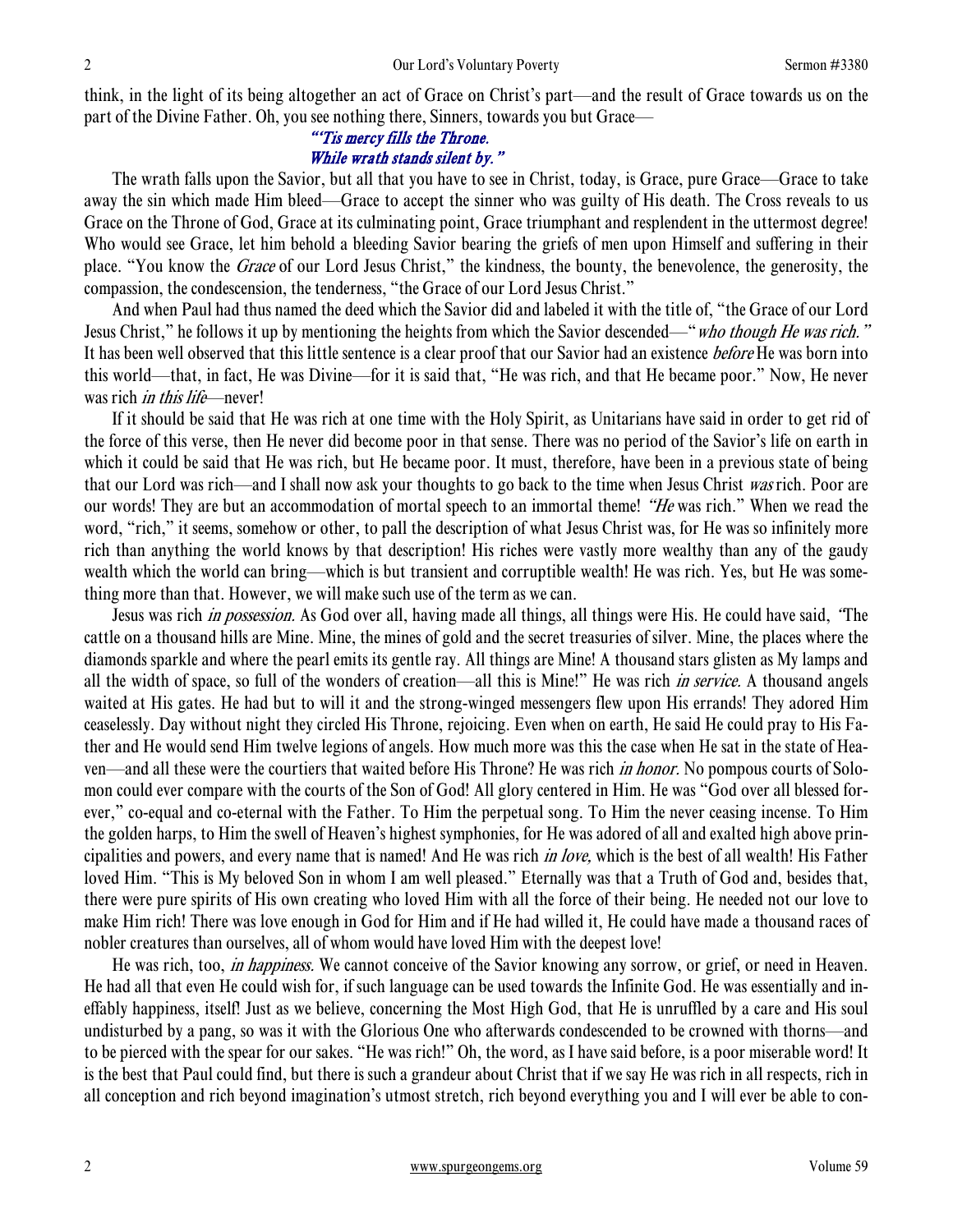think, in the light of its being altogether an act of Grace on Christ's part—and the result of Grace towards us on the part of the Divine Father. Oh, you see nothing there, Sinners, towards you but Grace—

> *"'Tis mercy fills the Throne.*
> *While wrath stands silent by."*

The wrath falls upon the Savior, but all that you have to see in Christ, today, is Grace, pure Grace—Grace to take away the sin which made Him bleed—Grace to accept the sinner who was guilty of His death. The Cross reveals to us Grace on the Throne of God, Grace at its culminating point, Grace triumphant and resplendent in the uttermost degree! Who would see Grace, let him behold a bleeding Savior bearing the griefs of men upon Himself and suffering in their place. "You know the *Grace* of our Lord Jesus Christ," the kindness, the bounty, the benevolence, the generosity, the compassion, the condescension, the tenderness, "the Grace of our Lord Jesus Christ."

And when Paul had thus named the deed which the Savior did and labeled it with the title of, "the Grace of our Lord Jesus Christ," he follows it up by mentioning the heights from which the Savior descended—"*who though He was rich."* It has been well observed that this little sentence is a clear proof that our Savior had an existence *before* He was born into this world—that, in fact, He was Divine—for it is said that, "He was rich, and that He became poor." Now, He never was rich *in this life*—never!

If it should be said that He was rich at one time with the Holy Spirit, as Unitarians have said in order to get rid of the force of this verse, then He never did become poor in that sense. There was no period of the Savior's life on earth in which it could be said that He was rich, but He became poor. It must, therefore, have been in a previous state of being that our Lord was rich—and I shall now ask your thoughts to go back to the time when Jesus Christ *was* rich. Poor are our words! They are but an accommodation of mortal speech to an immortal theme! *"He* was rich." When we read the word, "rich," it seems, somehow or other, to pall the description of what Jesus Christ was, for He was so infinitely more rich than anything the world knows by that description! His riches were vastly more wealthy than any of the gaudy wealth which the world can bring—which is but transient and corruptible wealth! He was rich. Yes, but He was something more than that. However, we will make such use of the term as we can.

Jesus was rich *in possession.* As God over all, having made all things, all things were His. He could have said, *"*The cattle on a thousand hills are Mine. Mine, the mines of gold and the secret treasuries of silver. Mine, the places where the diamonds sparkle and where the pearl emits its gentle ray. All things are Mine! A thousand stars glisten as My lamps and all the width of space, so full of the wonders of creation—all this is Mine!" He was rich *in service.* A thousand angels waited at His gates. He had but to will it and the strong-winged messengers flew upon His errands! They adored Him ceaselessly. Day without night they circled His Throne, rejoicing. Even when on earth, He said He could pray to His Father and He would send Him twelve legions of angels. How much more was this the case when He sat in the state of Heaven—and all these were the courtiers that waited before His Throne? He was rich *in honor.* No pompous courts of Solomon could ever compare with the courts of the Son of God! All glory centered in Him. He was "God over all blessed forever," co-equal and co-eternal with the Father. To Him the perpetual song. To Him the never ceasing incense. To Him the golden harps, to Him the swell of Heaven's highest symphonies, for He was adored of all and exalted high above principalities and powers, and every name that is named! And He was rich *in love,* which is the best of all wealth! His Father loved Him. "This is My beloved Son in whom I am well pleased." Eternally was that a Truth of God and, besides that, there were pure spirits of His own creating who loved Him with all the force of their being. He needed not our love to make Him rich! There was love enough in God for Him and if He had willed it, He could have made a thousand races of nobler creatures than ourselves, all of whom would have loved Him with the deepest love!

He was rich, too, *in happiness.* We cannot conceive of the Savior knowing any sorrow, or grief, or need in Heaven. He had all that even He could wish for, if such language can be used towards the Infinite God. He was essentially and ineffably happiness, itself! Just as we believe, concerning the Most High God, that He is unruffled by a care and His soul undisturbed by a pang, so was it with the Glorious One who afterwards condescended to be crowned with thorns—and to be pierced with the spear for our sakes. "He was rich!" Oh, the word, as I have said before, is a poor miserable word! It is the best that Paul could find, but there is such a grandeur about Christ that if we say He was rich in all respects, rich in all conception and rich beyond imagination's utmost stretch, rich beyond everything you and I will ever be able to con-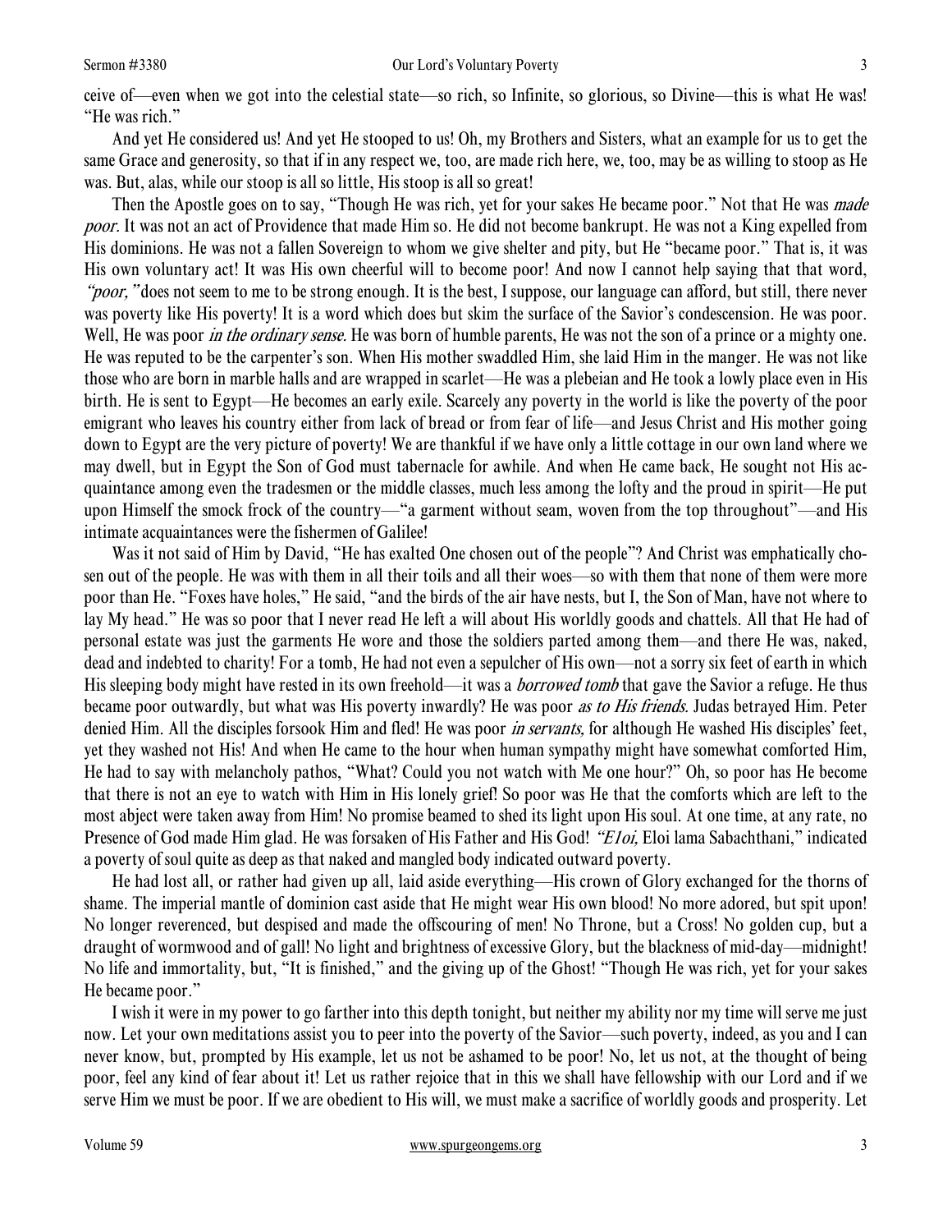ceive of—even when we got into the celestial state—so rich, so Infinite, so glorious, so Divine—this is what He was! "He was rich."

And yet He considered us! And yet He stooped to us! Oh, my Brothers and Sisters, what an example for us to get the same Grace and generosity, so that if in any respect we, too, are made rich here, we, too, may be as willing to stoop as He was. But, alas, while our stoop is all so little, His stoop is all so great!

Then the Apostle goes on to say, "Though He was rich, yet for your sakes He became poor." Not that He was *made poor.* It was not an act of Providence that made Him so. He did not become bankrupt. He was not a King expelled from His dominions. He was not a fallen Sovereign to whom we give shelter and pity, but He "became poor." That is, it was His own voluntary act! It was His own cheerful will to become poor! And now I cannot help saying that that word, *"poor,"* does not seem to me to be strong enough. It is the best, I suppose, our language can afford, but still, there never was poverty like His poverty! It is a word which does but skim the surface of the Savior's condescension. He was poor. Well, He was poor *in the ordinary sense.* He was born of humble parents, He was not the son of a prince or a mighty one. He was reputed to be the carpenter's son. When His mother swaddled Him, she laid Him in the manger. He was not like those who are born in marble halls and are wrapped in scarlet—He was a plebeian and He took a lowly place even in His birth. He is sent to Egypt—He becomes an early exile. Scarcely any poverty in the world is like the poverty of the poor emigrant who leaves his country either from lack of bread or from fear of life—and Jesus Christ and His mother going down to Egypt are the very picture of poverty! We are thankful if we have only a little cottage in our own land where we may dwell, but in Egypt the Son of God must tabernacle for awhile. And when He came back, He sought not His acquaintance among even the tradesmen or the middle classes, much less among the lofty and the proud in spirit—He put upon Himself the smock frock of the country—"a garment without seam, woven from the top throughout"—and His intimate acquaintances were the fishermen of Galilee!

Was it not said of Him by David, "He has exalted One chosen out of the people"? And Christ was emphatically chosen out of the people. He was with them in all their toils and all their woes—so with them that none of them were more poor than He. "Foxes have holes," He said, "and the birds of the air have nests, but I, the Son of Man, have not where to lay My head." He was so poor that I never read He left a will about His worldly goods and chattels. All that He had of personal estate was just the garments He wore and those the soldiers parted among them—and there He was, naked, dead and indebted to charity! For a tomb, He had not even a sepulcher of His own—not a sorry six feet of earth in which His sleeping body might have rested in its own freehold—it was a *borrowed tomb* that gave the Savior a refuge. He thus became poor outwardly, but what was His poverty inwardly? He was poor *as to His friends.* Judas betrayed Him. Peter denied Him. All the disciples forsook Him and fled! He was poor *in servants,* for although He washed His disciples' feet, yet they washed not His! And when He came to the hour when human sympathy might have somewhat comforted Him, He had to say with melancholy pathos, "What? Could you not watch with Me one hour?" Oh, so poor has He become that there is not an eye to watch with Him in His lonely grief! So poor was He that the comforts which are left to the most abject were taken away from Him! No promise beamed to shed its light upon His soul. At one time, at any rate, no Presence of God made Him glad. He was forsaken of His Father and His God! *"Eloi,* Eloi lama Sabachthani," indicated a poverty of soul quite as deep as that naked and mangled body indicated outward poverty.

He had lost all, or rather had given up all, laid aside everything—His crown of Glory exchanged for the thorns of shame. The imperial mantle of dominion cast aside that He might wear His own blood! No more adored, but spit upon! No longer reverenced, but despised and made the offscouring of men! No Throne, but a Cross! No golden cup, but a draught of wormwood and of gall! No light and brightness of excessive Glory, but the blackness of mid-day—midnight! No life and immortality, but, "It is finished," and the giving up of the Ghost! "Though He was rich, yet for your sakes He became poor."

I wish it were in my power to go farther into this depth tonight, but neither my ability nor my time will serve me just now. Let your own meditations assist you to peer into the poverty of the Savior—such poverty, indeed, as you and I can never know, but, prompted by His example, let us not be ashamed to be poor! No, let us not, at the thought of being poor, feel any kind of fear about it! Let us rather rejoice that in this we shall have fellowship with our Lord and if we serve Him we must be poor. If we are obedient to His will, we must make a sacrifice of worldly goods and prosperity. Let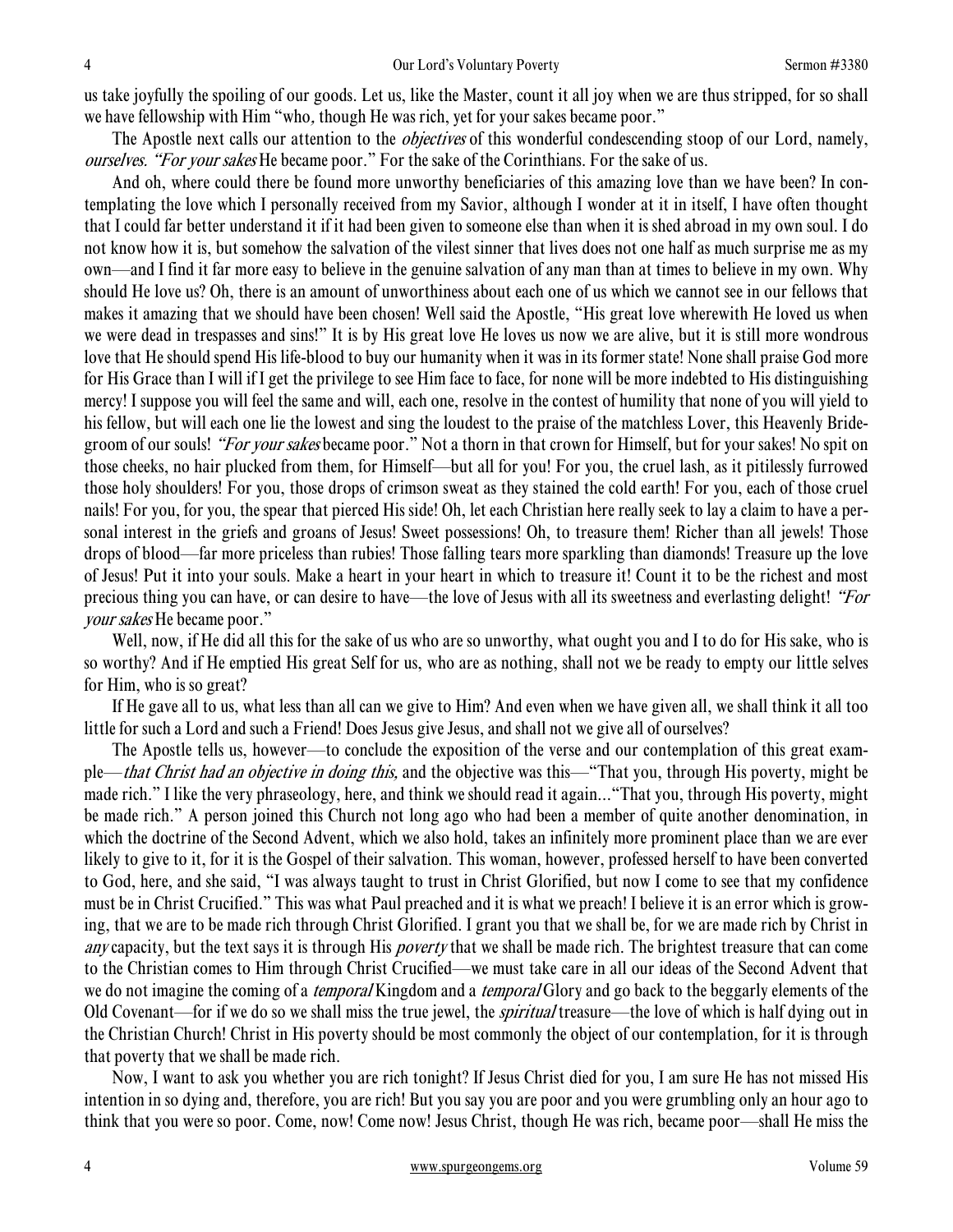us take joyfully the spoiling of our goods. Let us, like the Master, count it all joy when we are thus stripped, for so shall we have fellowship with Him "who, though He was rich, yet for your sakes became poor."

The Apostle next calls our attention to the *objectives* of this wonderful condescending stoop of our Lord, namely, *ourselves. "For your sakes* He became poor." For the sake of the Corinthians. For the sake of us.

And oh, where could there be found more unworthy beneficiaries of this amazing love than we have been? In contemplating the love which I personally received from my Savior, although I wonder at it in itself, I have often thought that I could far better understand it if it had been given to someone else than when it is shed abroad in my own soul. I do not know how it is, but somehow the salvation of the vilest sinner that lives does not one half as much surprise me as my own—and I find it far more easy to believe in the genuine salvation of any man than at times to believe in my own. Why should He love us? Oh, there is an amount of unworthiness about each one of us which we cannot see in our fellows that makes it amazing that we should have been chosen! Well said the Apostle, "His great love wherewith He loved us when we were dead in trespasses and sins!" It is by His great love He loves us now we are alive, but it is still more wondrous love that He should spend His life-blood to buy our humanity when it was in its former state! None shall praise God more for His Grace than I will if I get the privilege to see Him face to face, for none will be more indebted to His distinguishing mercy! I suppose you will feel the same and will, each one, resolve in the contest of humility that none of you will yield to his fellow, but will each one lie the lowest and sing the loudest to the praise of the matchless Lover, this Heavenly Bridegroom of our souls! *"For your sakes* became poor." Not a thorn in that crown for Himself, but for your sakes! No spit on those cheeks, no hair plucked from them, for Himself—but all for you! For you, the cruel lash, as it pitilessly furrowed those holy shoulders! For you, those drops of crimson sweat as they stained the cold earth! For you, each of those cruel nails! For you, for you, the spear that pierced His side! Oh, let each Christian here really seek to lay a claim to have a personal interest in the griefs and groans of Jesus! Sweet possessions! Oh, to treasure them! Richer than all jewels! Those drops of blood—far more priceless than rubies! Those falling tears more sparkling than diamonds! Treasure up the love of Jesus! Put it into your souls. Make a heart in your heart in which to treasure it! Count it to be the richest and most precious thing you can have, or can desire to have—the love of Jesus with all its sweetness and everlasting delight! *"For your sakes* He became poor."

Well, now, if He did all this for the sake of us who are so unworthy, what ought you and I to do for His sake, who is so worthy? And if He emptied His great Self for us, who are as nothing, shall not we be ready to empty our little selves for Him, who is so great?

If He gave all to us, what less than all can we give to Him? And even when we have given all, we shall think it all too little for such a Lord and such a Friend! Does Jesus give Jesus, and shall not we give all of ourselves?

The Apostle tells us, however—to conclude the exposition of the verse and our contemplation of this great example—*that Christ had an objective in doing this,* and the objective was this—"That you, through His poverty, might be made rich." I like the very phraseology, here, and think we should read it again…"That you, through His poverty, might be made rich." A person joined this Church not long ago who had been a member of quite another denomination, in which the doctrine of the Second Advent, which we also hold, takes an infinitely more prominent place than we are ever likely to give to it, for it is the Gospel of their salvation. This woman, however, professed herself to have been converted to God, here, and she said, "I was always taught to trust in Christ Glorified, but now I come to see that my confidence must be in Christ Crucified." This was what Paul preached and it is what we preach! I believe it is an error which is growing, that we are to be made rich through Christ Glorified. I grant you that we shall be, for we are made rich by Christ in *any* capacity, but the text says it is through His *poverty* that we shall be made rich. The brightest treasure that can come to the Christian comes to Him through Christ Crucified—we must take care in all our ideas of the Second Advent that we do not imagine the coming of a *temporal* Kingdom and a *temporal* Glory and go back to the beggarly elements of the Old Covenant—for if we do so we shall miss the true jewel, the *spiritual* treasure—the love of which is half dying out in the Christian Church! Christ in His poverty should be most commonly the object of our contemplation, for it is through that poverty that we shall be made rich.

Now, I want to ask you whether you are rich tonight? If Jesus Christ died for you, I am sure He has not missed His intention in so dying and, therefore, you are rich! But you say you are poor and you were grumbling only an hour ago to think that you were so poor. Come, now! Come now! Jesus Christ, though He was rich, became poor—shall He miss the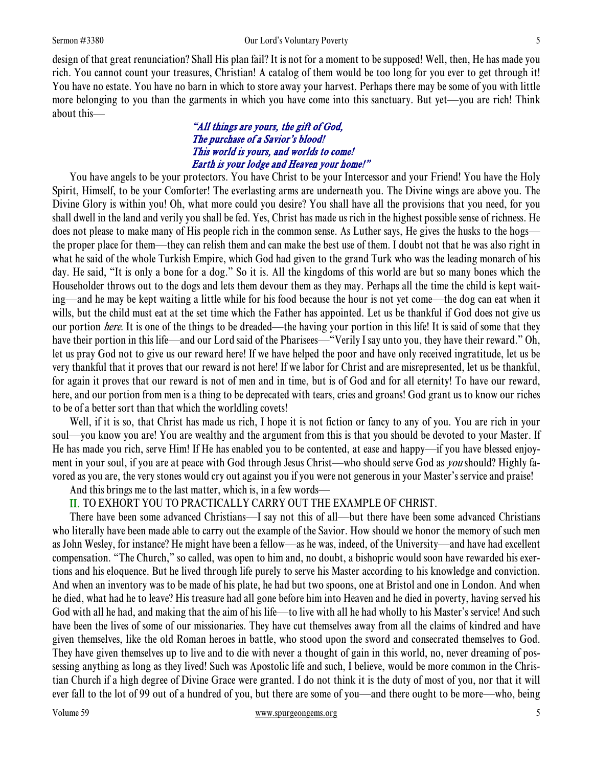design of that great renunciation? Shall His plan fail? It is not for a moment to be supposed! Well, then, He has made you rich. You cannot count your treasures, Christian! A catalog of them would be too long for you ever to get through it! You have no estate. You have no barn in which to store away your harvest. Perhaps there may be some of you with little more belonging to you than the garments in which you have come into this sanctuary. But yet—you are rich! Think about this—

> *"All things are yours, the gift of God,*
> *The purchase of a Savior's blood!*
> *This world is yours, and worlds to come!*
> *Earth is your lodge and Heaven your home!"*

You have angels to be your protectors. You have Christ to be your Intercessor and your Friend! You have the Holy Spirit, Himself, to be your Comforter! The everlasting arms are underneath you. The Divine wings are above you. The Divine Glory is within you! Oh, what more could you desire? You shall have all the provisions that you need, for you shall dwell in the land and verily you shall be fed. Yes, Christ has made us rich in the highest possible sense of richness. He does not please to make many of His people rich in the common sense. As Luther says, He gives the husks to the hogs—the proper place for them—they can relish them and can make the best use of them. I doubt not that he was also right in what he said of the whole Turkish Empire, which God had given to the grand Turk who was the leading monarch of his day. He said, "It is only a bone for a dog." So it is. All the kingdoms of this world are but so many bones which the Householder throws out to the dogs and lets them devour them as they may. Perhaps all the time the child is kept waiting—and he may be kept waiting a little while for his food because the hour is not yet come—the dog can eat when it wills, but the child must eat at the set time which the Father has appointed. Let us be thankful if God does not give us our portion *here*. It is one of the things to be dreaded—the having your portion in this life! It is said of some that they have their portion in this life—and our Lord said of the Pharisees—"Verily I say unto you, they have their reward." Oh, let us pray God not to give us our reward here! If we have helped the poor and have only received ingratitude, let us be very thankful that it proves that our reward is not here! If we labor for Christ and are misrepresented, let us be thankful, for again it proves that our reward is not of men and in time, but is of God and for all eternity! To have our reward, here, and our portion from men is a thing to be deprecated with tears, cries and groans! God grant us to know our riches to be of a better sort than that which the worldling covets!

Well, if it is so, that Christ has made us rich, I hope it is not fiction or fancy to any of you. You are rich in your soul—you know you are! You are wealthy and the argument from this is that you should be devoted to your Master. If He has made you rich, serve Him! If He has enabled you to be contented, at ease and happy—if you have blessed enjoyment in your soul, if you are at peace with God through Jesus Christ—who should serve God as *you* should? Highly favored as you are, the very stones would cry out against you if you were not generous in your Master's service and praise!

And this brings me to the last matter, which is, in a few words—

## II. TO EXHORT YOU TO PRACTICALLY CARRY OUT THE EXAMPLE OF CHRIST.

There have been some advanced Christians—I say not this of all—but there have been some advanced Christians who literally have been made able to carry out the example of the Savior. How should we honor the memory of such men as John Wesley, for instance? He might have been a fellow—as he was, indeed, of the University—and have had excellent compensation. "The Church," so called, was open to him and, no doubt, a bishopric would soon have rewarded his exertions and his eloquence. But he lived through life purely to serve his Master according to his knowledge and conviction. And when an inventory was to be made of his plate, he had but two spoons, one at Bristol and one in London. And when he died, what had he to leave? His treasure had all gone before him into Heaven and he died in poverty, having served his God with all he had, and making that the aim of his life—to live with all he had wholly to his Master's service! And such have been the lives of some of our missionaries. They have cut themselves away from all the claims of kindred and have given themselves, like the old Roman heroes in battle, who stood upon the sword and consecrated themselves to God. They have given themselves up to live and to die with never a thought of gain in this world, no, never dreaming of possessing anything as long as they lived! Such was Apostolic life and such, I believe, would be more common in the Christian Church if a high degree of Divine Grace were granted. I do not think it is the duty of most of you, nor that it will ever fall to the lot of 99 out of a hundred of you, but there are some of you—and there ought to be more—who, being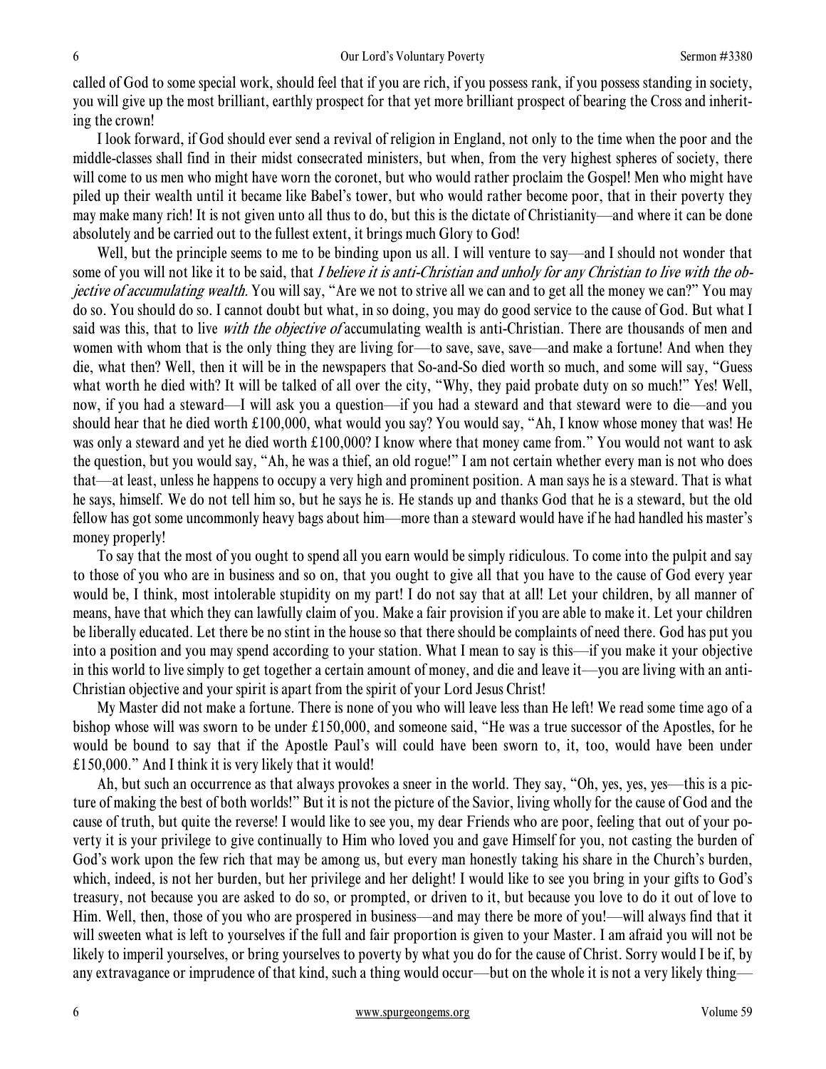called of God to some special work, should feel that if you are rich, if you possess rank, if you possess standing in society, you will give up the most brilliant, earthly prospect for that yet more brilliant prospect of bearing the Cross and inheriting the crown!

I look forward, if God should ever send a revival of religion in England, not only to the time when the poor and the middle-classes shall find in their midst consecrated ministers, but when, from the very highest spheres of society, there will come to us men who might have worn the coronet, but who would rather proclaim the Gospel! Men who might have piled up their wealth until it became like Babel's tower, but who would rather become poor, that in their poverty they may make many rich! It is not given unto all thus to do, but this is the dictate of Christianity—and where it can be done absolutely and be carried out to the fullest extent, it brings much Glory to God!

Well, but the principle seems to me to be binding upon us all. I will venture to say—and I should not wonder that some of you will not like it to be said, that *I believe it is anti-Christian and unholy for any Christian to live with the objective of accumulating wealth.* You will say, "Are we not to strive all we can and to get all the money we can?" You may do so. You should do so. I cannot doubt but what, in so doing, you may do good service to the cause of God. But what I said was this, that to live *with the objective of* accumulating wealth is anti-Christian. There are thousands of men and women with whom that is the only thing they are living for—to save, save, save—and make a fortune! And when they die, what then? Well, then it will be in the newspapers that So-and-So died worth so much, and some will say, "Guess what worth he died with? It will be talked of all over the city, "Why, they paid probate duty on so much!" Yes! Well, now, if you had a steward—I will ask you a question—if you had a steward and that steward were to die—and you should hear that he died worth £100,000, what would you say? You would say, "Ah, I know whose money that was! He was only a steward and yet he died worth £100,000? I know where that money came from." You would not want to ask the question, but you would say, "Ah, he was a thief, an old rogue!" I am not certain whether every man is not who does that—at least, unless he happens to occupy a very high and prominent position. A man says he is a steward. That is what he says, himself. We do not tell him so, but he says he is. He stands up and thanks God that he is a steward, but the old fellow has got some uncommonly heavy bags about him—more than a steward would have if he had handled his master's money properly!

To say that the most of you ought to spend all you earn would be simply ridiculous. To come into the pulpit and say to those of you who are in business and so on, that you ought to give all that you have to the cause of God every year would be, I think, most intolerable stupidity on my part! I do not say that at all! Let your children, by all manner of means, have that which they can lawfully claim of you. Make a fair provision if you are able to make it. Let your children be liberally educated. Let there be no stint in the house so that there should be complaints of need there. God has put you into a position and you may spend according to your station. What I mean to say is this—if you make it your objective in this world to live simply to get together a certain amount of money, and die and leave it—you are living with an anti-Christian objective and your spirit is apart from the spirit of your Lord Jesus Christ!

My Master did not make a fortune. There is none of you who will leave less than He left! We read some time ago of a bishop whose will was sworn to be under £150,000, and someone said, "He was a true successor of the Apostles, for he would be bound to say that if the Apostle Paul's will could have been sworn to, it, too, would have been under £150,000." And I think it is very likely that it would!

Ah, but such an occurrence as that always provokes a sneer in the world. They say, "Oh, yes, yes, yes—this is a picture of making the best of both worlds!" But it is not the picture of the Savior, living wholly for the cause of God and the cause of truth, but quite the reverse! I would like to see you, my dear Friends who are poor, feeling that out of your poverty it is your privilege to give continually to Him who loved you and gave Himself for you, not casting the burden of God's work upon the few rich that may be among us, but every man honestly taking his share in the Church's burden, which, indeed, is not her burden, but her privilege and her delight! I would like to see you bring in your gifts to God's treasury, not because you are asked to do so, or prompted, or driven to it, but because you love to do it out of love to Him. Well, then, those of you who are prospered in business—and may there be more of you!—will always find that it will sweeten what is left to yourselves if the full and fair proportion is given to your Master. I am afraid you will not be likely to imperil yourselves, or bring yourselves to poverty by what you do for the cause of Christ. Sorry would I be if, by any extravagance or imprudence of that kind, such a thing would occur—but on the whole it is not a very likely thing—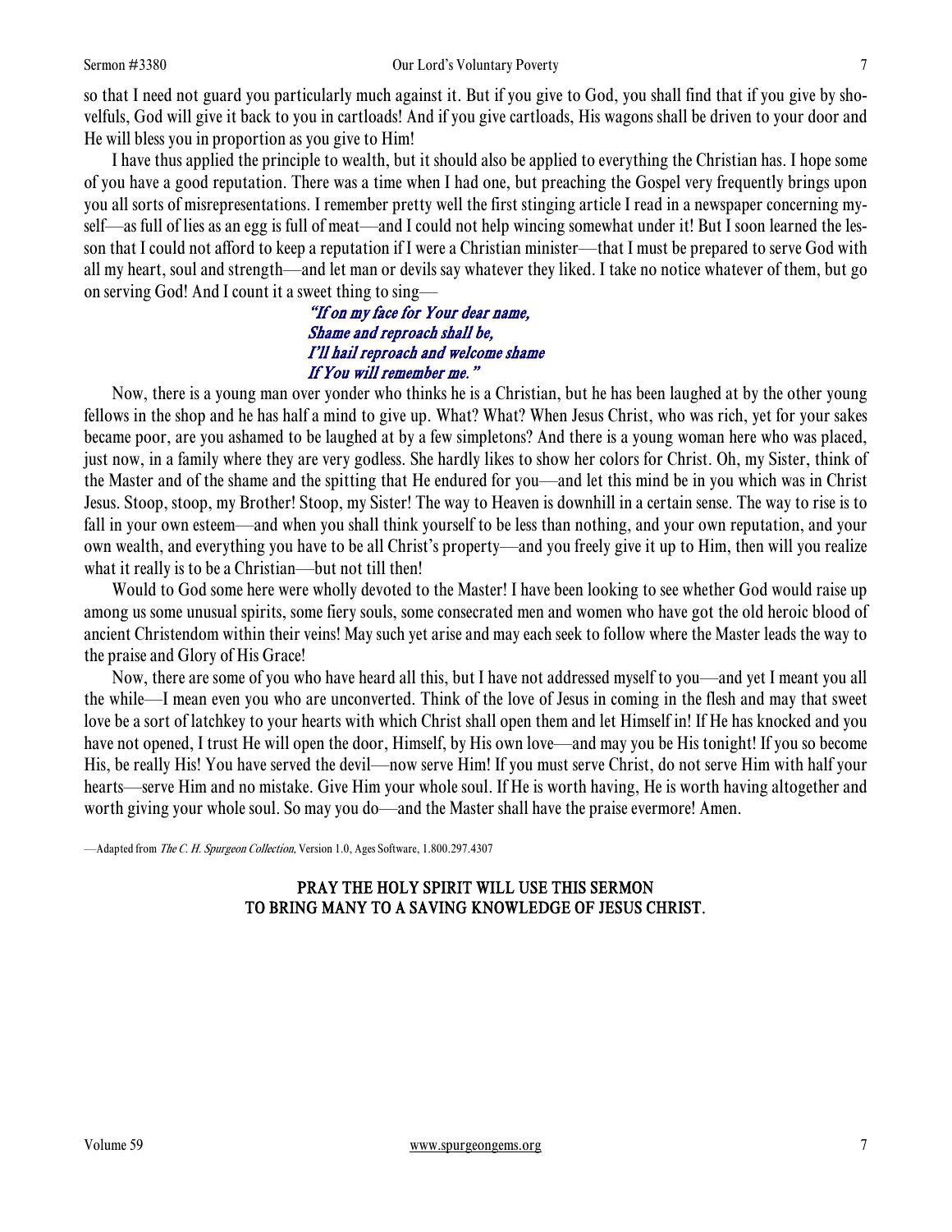so that I need not guard you particularly much against it. But if you give to God, you shall find that if you give by shovelfuls, God will give it back to you in cartloads! And if you give cartloads, His wagons shall be driven to your door and He will bless you in proportion as you give to Him!

I have thus applied the principle to wealth, but it should also be applied to everything the Christian has. I hope some of you have a good reputation. There was a time when I had one, but preaching the Gospel very frequently brings upon you all sorts of misrepresentations. I remember pretty well the first stinging article I read in a newspaper concerning myself—as full of lies as an egg is full of meat—and I could not help wincing somewhat under it! But I soon learned the lesson that I could not afford to keep a reputation if I were a Christian minister—that I must be prepared to serve God with all my heart, soul and strength—and let man or devils say whatever they liked. I take no notice whatever of them, but go on serving God! And I count it a sweet thing to sing—

*"If on my face for Your dear name,*
*Shame and reproach shall be,*
*I'll hail reproach and welcome shame*
*If You will remember me."*

Now, there is a young man over yonder who thinks he is a Christian, but he has been laughed at by the other young fellows in the shop and he has half a mind to give up. What? What? When Jesus Christ, who was rich, yet for your sakes became poor, are you ashamed to be laughed at by a few simpletons? And there is a young woman here who was placed, just now, in a family where they are very godless. She hardly likes to show her colors for Christ. Oh, my Sister, think of the Master and of the shame and the spitting that He endured for you—and let this mind be in you which was in Christ Jesus. Stoop, stoop, my Brother! Stoop, my Sister! The way to Heaven is downhill in a certain sense. The way to rise is to fall in your own esteem—and when you shall think yourself to be less than nothing, and your own reputation, and your own wealth, and everything you have to be all Christ's property—and you freely give it up to Him, then will you realize what it really is to be a Christian—but not till then!

Would to God some here were wholly devoted to the Master! I have been looking to see whether God would raise up among us some unusual spirits, some fiery souls, some consecrated men and women who have got the old heroic blood of ancient Christendom within their veins! May such yet arise and may each seek to follow where the Master leads the way to the praise and Glory of His Grace!

Now, there are some of you who have heard all this, but I have not addressed myself to you—and yet I meant you all the while—I mean even you who are unconverted. Think of the love of Jesus in coming in the flesh and may that sweet love be a sort of latchkey to your hearts with which Christ shall open them and let Himself in! If He has knocked and you have not opened, I trust He will open the door, Himself, by His own love—and may you be His tonight! If you so become His, be really His! You have served the devil—now serve Him! If you must serve Christ, do not serve Him with half your hearts—serve Him and no mistake. Give Him your whole soul. If He is worth having, He is worth having altogether and worth giving your whole soul. So may you do—and the Master shall have the praise evermore! Amen.

—Adapted from *The C. H. Spurgeon Collection,* Version 1.0, Ages Software, 1.800.297.4307

**PRAY THE HOLY SPIRIT WILL USE THIS SERMON TO BRING MANY TO A SAVING KNOWLEDGE OF JESUS CHRIST.**